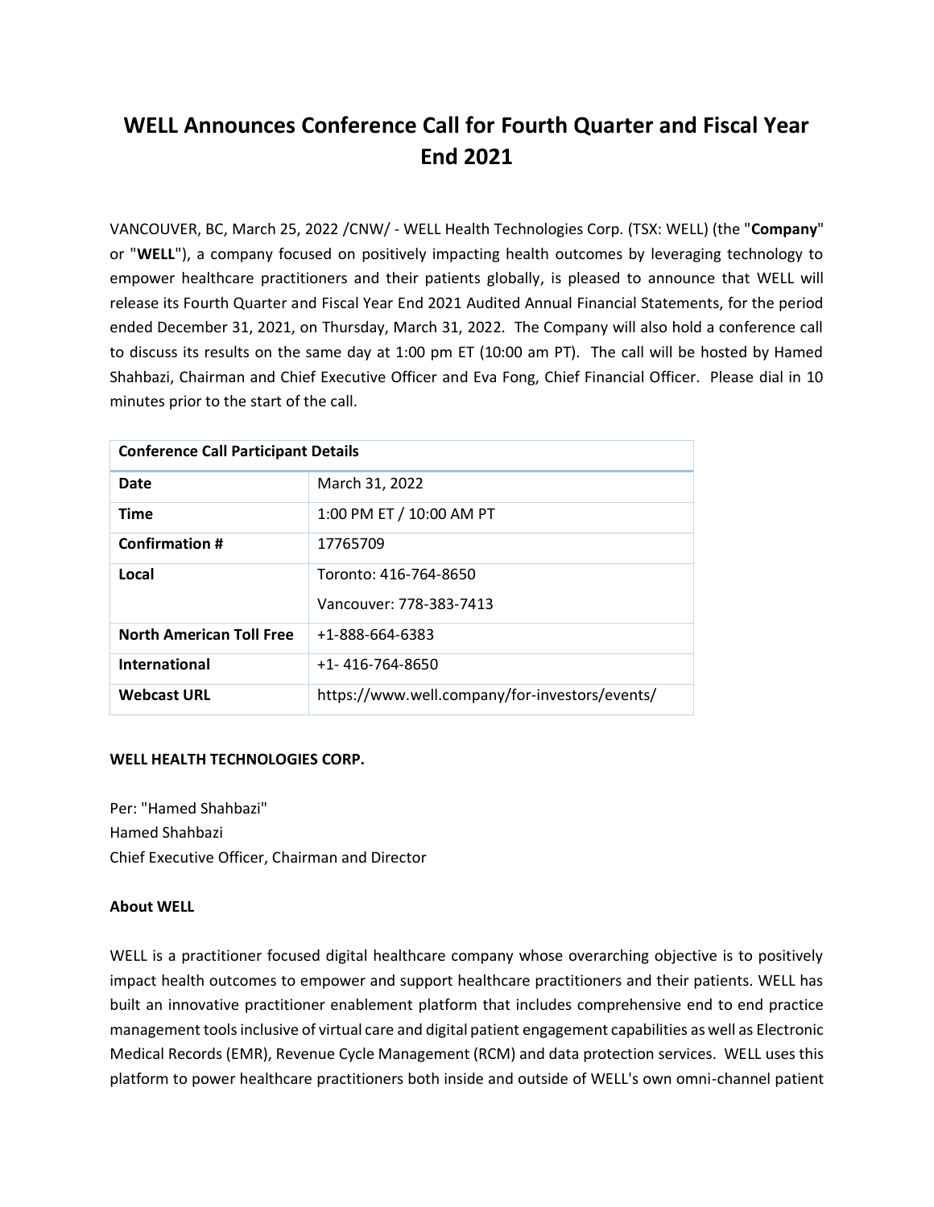# WELL Announces Conference Call for Fourth Quarter and Fiscal Year End 2021

VANCOUVER, BC, March 25, 2022 /CNW/ - WELL Health Technologies Corp. (TSX: WELL) (the "**Company**" or "**WELL**"), a company focused on positively impacting health outcomes by leveraging technology to empower healthcare practitioners and their patients globally, is pleased to announce that WELL will release its Fourth Quarter and Fiscal Year End 2021 Audited Annual Financial Statements, for the period ended December 31, 2021, on Thursday, March 31, 2022. The Company will also hold a conference call to discuss its results on the same day at 1:00 pm ET (10:00 am PT). The call will be hosted by Hamed Shahbazi, Chairman and Chief Executive Officer and Eva Fong, Chief Financial Officer. Please dial in 10 minutes prior to the start of the call.

| **Conference Call Participant Details** | |
|---|---|
| **Date** | March 31, 2022 |
| **Time** | 1:00 PM ET / 10:00 AM PT |
| **Confirmation #** | 17765709 |
| **Local** | Toronto: 416-764-8650<br>Vancouver: 778-383-7413 |
| **North American Toll Free** | +1-888-664-6383 |
| **International** | +1- 416-764-8650 |
| **Webcast URL** | https://www.well.company/for-investors/events/ |

**WELL HEALTH TECHNOLOGIES CORP.**

Per: "Hamed Shahbazi"
Hamed Shahbazi
Chief Executive Officer, Chairman and Director

**About WELL**

WELL is a practitioner focused digital healthcare company whose overarching objective is to positively impact health outcomes to empower and support healthcare practitioners and their patients. WELL has built an innovative practitioner enablement platform that includes comprehensive end to end practice management tools inclusive of virtual care and digital patient engagement capabilities as well as Electronic Medical Records (EMR), Revenue Cycle Management (RCM) and data protection services. WELL uses this platform to power healthcare practitioners both inside and outside of WELL's own omni-channel patient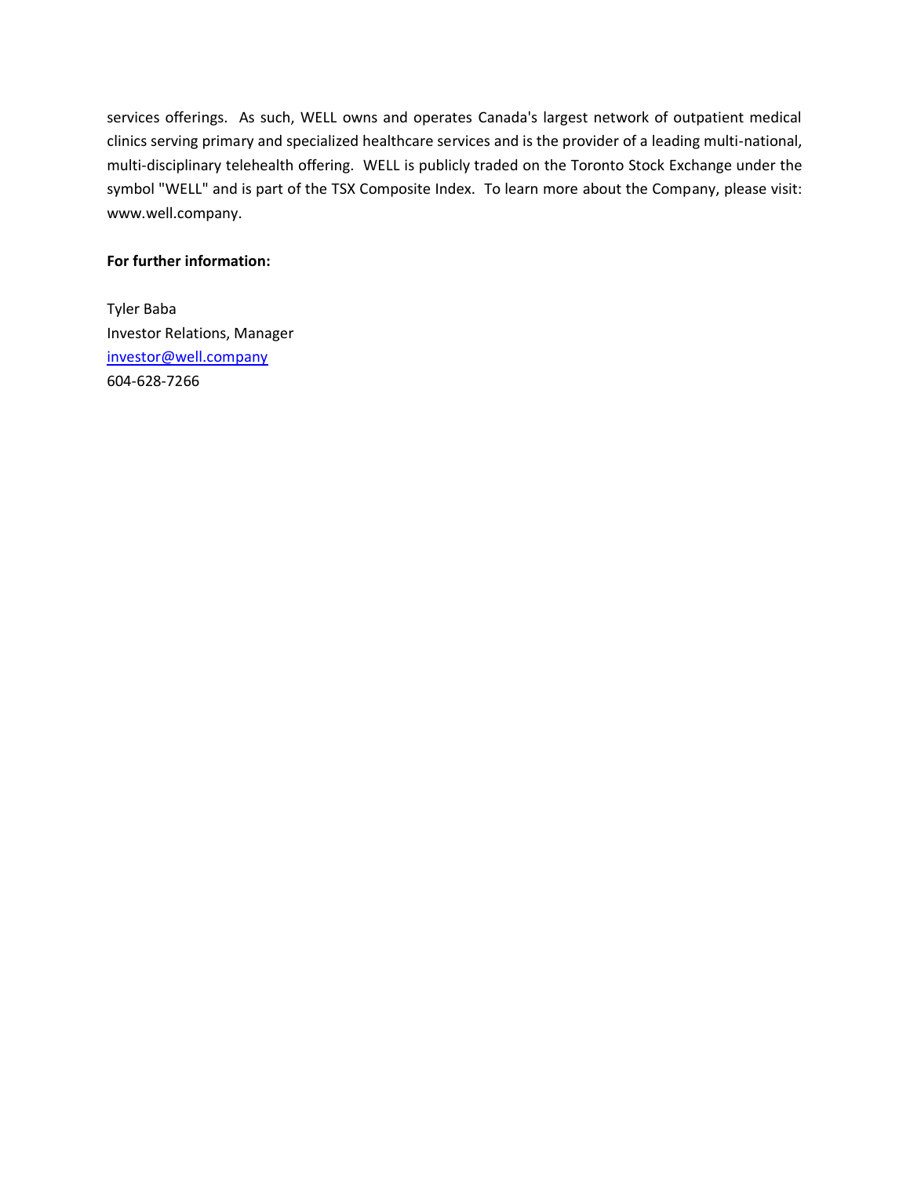services offerings. As such, WELL owns and operates Canada's largest network of outpatient medical clinics serving primary and specialized healthcare services and is the provider of a leading multi-national, multi-disciplinary telehealth offering. WELL is publicly traded on the Toronto Stock Exchange under the symbol "WELL" and is part of the TSX Composite Index. To learn more about the Company, please visit: www.well.company.

**For further information:**

Tyler Baba  
Investor Relations, Manager  
investor@well.company  
604-628-7266